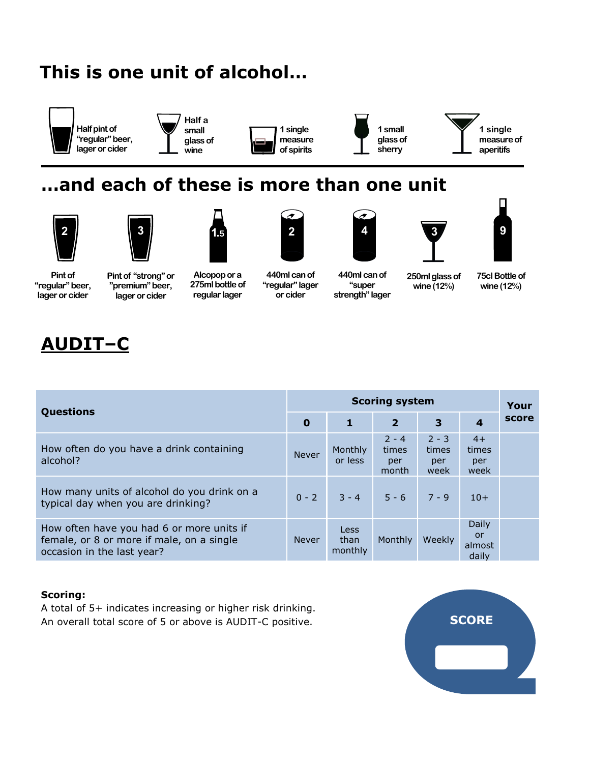# This is one unit of alcohol...

- Half pint of "regular" beer, lager or cider
- Half a small glass of wine
- 1 single measure of spirits
- 1 small glass of sherry
- 1 single measure of aperitifs

# ...and each of these is more than one unit

- 2 — Pint of "regular" beer, lager or cider
- 3 — Pint of "strong" or "premium" beer, lager or cider
- 1.5 — Alcopop or a 275ml bottle of regular lager
- 2 — 440ml can of "regular" lager or cider
- 4 — 440ml can of "super strength" lager
- 3 — 250ml glass of wine (12%)
- 9 — 75cl Bottle of wine (12%)

## AUDIT–C

| Questions | Scoring system | | | | | Your score |
|---|---|---|---|---|---|---|
| | 0 | 1 | 2 | 3 | 4 | |
| How often do you have a drink containing alcohol? | Never | Monthly or less | 2 - 4 times per month | 2 - 3 times per week | 4+ times per week | |
| How many units of alcohol do you drink on a typical day when you are drinking? | 0 - 2 | 3 - 4 | 5 - 6 | 7 - 9 | 10+ | |
| How often have you had 6 or more units if female, or 8 or more if male, on a single occasion in the last year? | Never | Less than monthly | Monthly | Weekly | Daily or almost daily | |

**Scoring:**
A total of 5+ indicates increasing or higher risk drinking.
An overall total score of 5 or above is AUDIT-C positive.

SCORE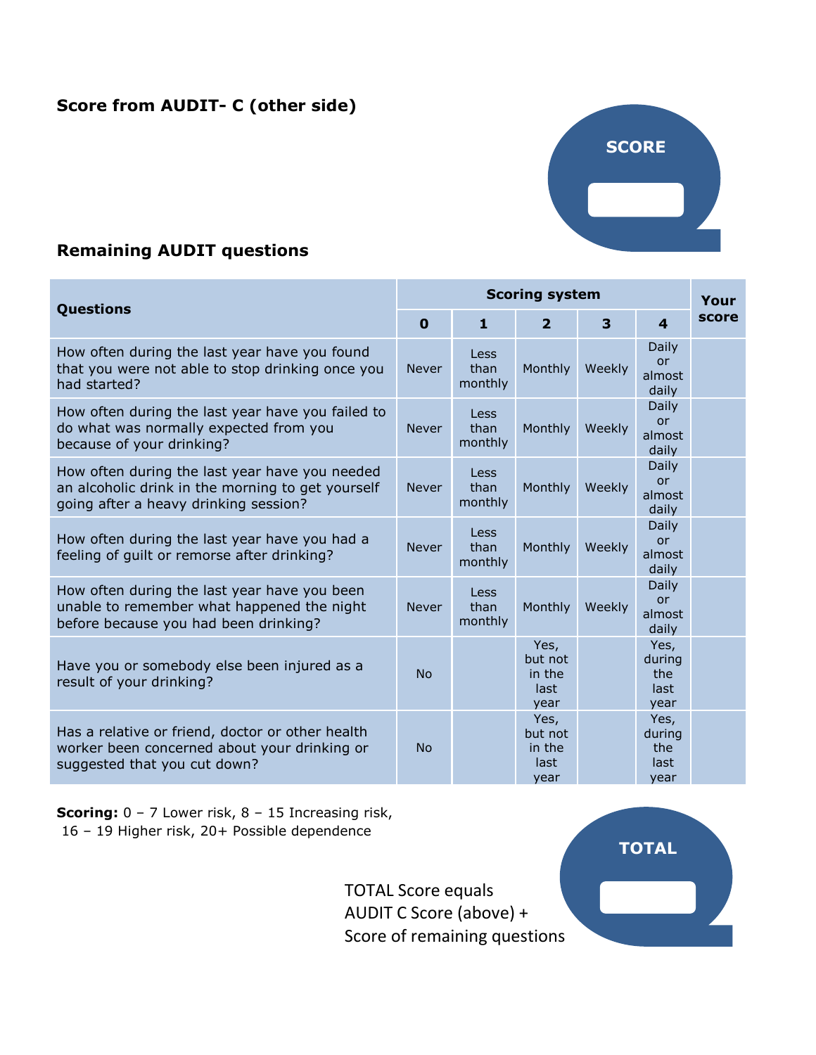**Score from AUDIT- C (other side)**

SCORE

## Remaining AUDIT questions

| Questions | Scoring system | | | | | Your score |
|---|---|---|---|---|---|---|
| | 0 | 1 | 2 | 3 | 4 | |
| How often during the last year have you found that you were not able to stop drinking once you had started? | Never | Less than monthly | Monthly | Weekly | Daily or almost daily | |
| How often during the last year have you failed to do what was normally expected from you because of your drinking? | Never | Less than monthly | Monthly | Weekly | Daily or almost daily | |
| How often during the last year have you needed an alcoholic drink in the morning to get yourself going after a heavy drinking session? | Never | Less than monthly | Monthly | Weekly | Daily or almost daily | |
| How often during the last year have you had a feeling of guilt or remorse after drinking? | Never | Less than monthly | Monthly | Weekly | Daily or almost daily | |
| How often during the last year have you been unable to remember what happened the night before because you had been drinking? | Never | Less than monthly | Monthly | Weekly | Daily or almost daily | |
| Have you or somebody else been injured as a result of your drinking? | No | | Yes, but not in the last year | | Yes, during the last year | |
| Has a relative or friend, doctor or other health worker been concerned about your drinking or suggested that you cut down? | No | | Yes, but not in the last year | | Yes, during the last year | |

**Scoring:** 0 – 7 Lower risk, 8 – 15 Increasing risk, 16 – 19 Higher risk, 20+ Possible dependence

TOTAL Score equals AUDIT C Score (above) + Score of remaining questions

TOTAL